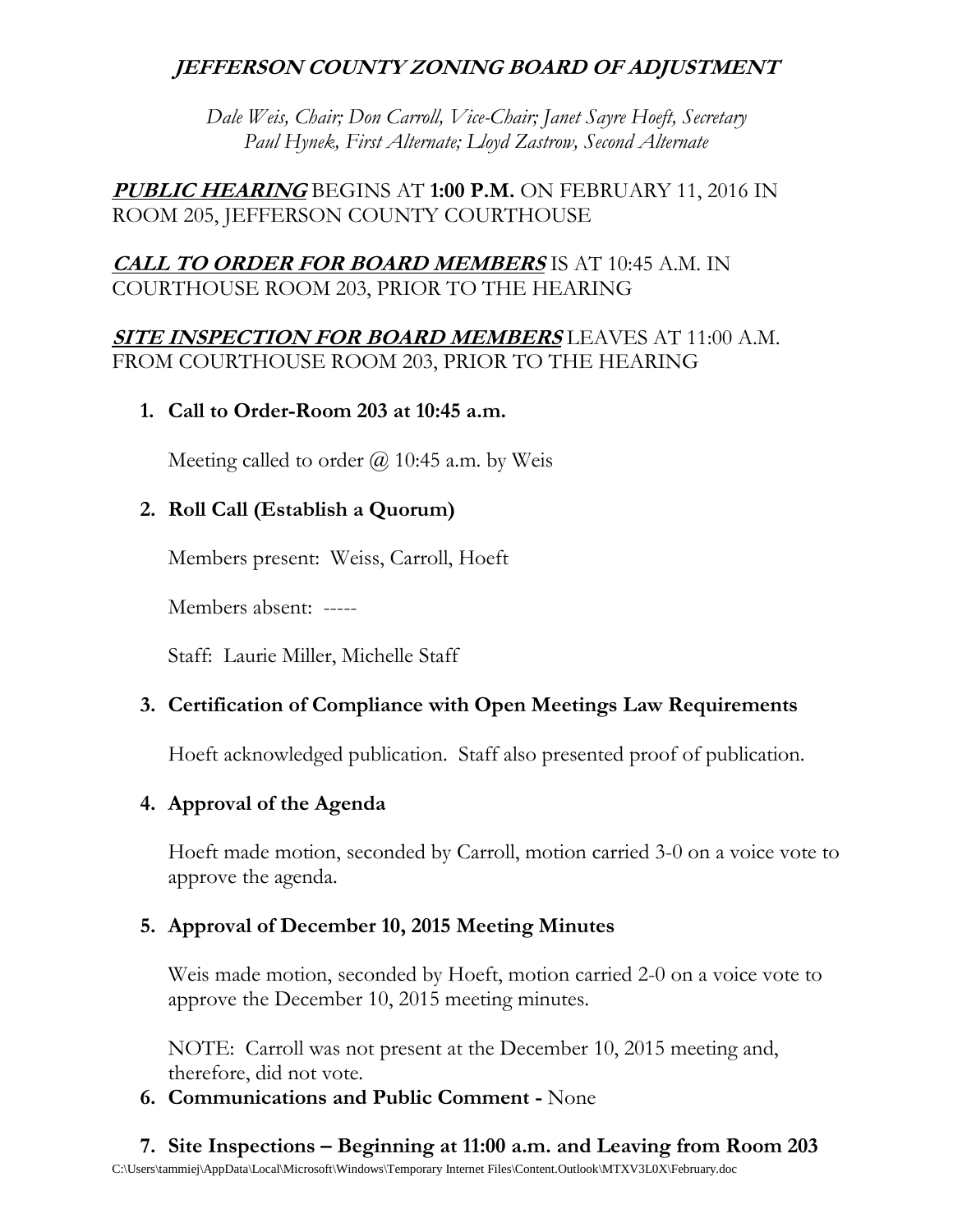# *JEFFERSON COUNTY ZONING BOARD OF ADJUSTMENT*

*Dale Weis, Chair; Don Carroll, Vice-Chair; Janet Sayre Hoeft, Secretary*
*Paul Hynek, First Alternate; Lloyd Zastrow, Second Alternate*

***PUBLIC HEARING*** BEGINS AT **1:00 P.M.** ON FEBRUARY 11, 2016 IN ROOM 205, JEFFERSON COUNTY COURTHOUSE

***CALL TO ORDER FOR BOARD MEMBERS*** IS AT 10:45 A.M. IN COURTHOUSE ROOM 203, PRIOR TO THE HEARING

***SITE INSPECTION FOR BOARD MEMBERS*** LEAVES AT 11:00 A.M. FROM COURTHOUSE ROOM 203, PRIOR TO THE HEARING

1. **Call to Order-Room 203 at 10:45 a.m.**

   Meeting called to order @ 10:45 a.m. by Weis

2. **Roll Call (Establish a Quorum)**

   Members present: Weiss, Carroll, Hoeft

   Members absent: -----

   Staff: Laurie Miller, Michelle Staff

3. **Certification of Compliance with Open Meetings Law Requirements**

   Hoeft acknowledged publication. Staff also presented proof of publication.

4. **Approval of the Agenda**

   Hoeft made motion, seconded by Carroll, motion carried 3-0 on a voice vote to approve the agenda.

5. **Approval of December 10, 2015 Meeting Minutes**

   Weis made motion, seconded by Hoeft, motion carried 2-0 on a voice vote to approve the December 10, 2015 meeting minutes.

   NOTE: Carroll was not present at the December 10, 2015 meeting and, therefore, did not vote.

6. **Communications and Public Comment -** None

7. **Site Inspections – Beginning at 11:00 a.m. and Leaving from Room 203**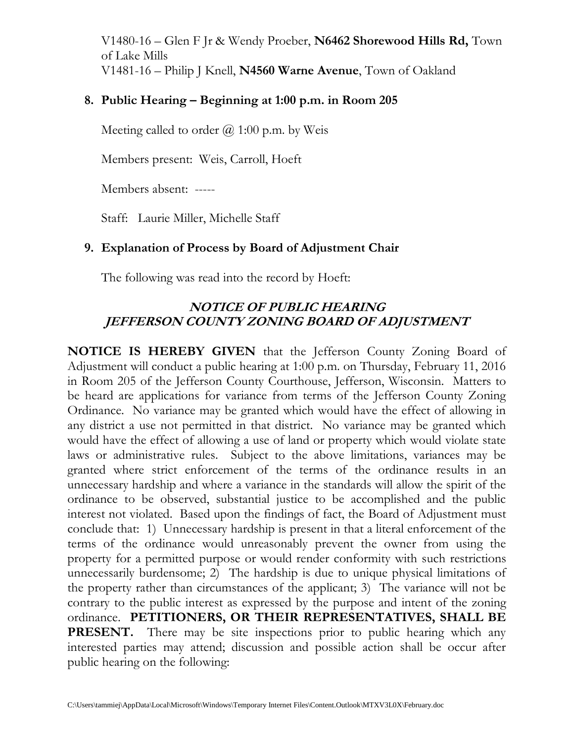V1480-16 – Glen F Jr & Wendy Proeber, **N6462 Shorewood Hills Rd,** Town of Lake Mills
V1481-16 – Philip J Knell, **N4560 Warne Avenue**, Town of Oakland

**8. Public Hearing – Beginning at 1:00 p.m. in Room 205**

Meeting called to order @ 1:00 p.m. by Weis

Members present: Weis, Carroll, Hoeft

Members absent: -----

Staff: Laurie Miller, Michelle Staff

**9. Explanation of Process by Board of Adjustment Chair**

The following was read into the record by Hoeft:

***NOTICE OF PUBLIC HEARING***
***JEFFERSON COUNTY ZONING BOARD OF ADJUSTMENT***

**NOTICE IS HEREBY GIVEN** that the Jefferson County Zoning Board of Adjustment will conduct a public hearing at 1:00 p.m. on Thursday, February 11, 2016 in Room 205 of the Jefferson County Courthouse, Jefferson, Wisconsin. Matters to be heard are applications for variance from terms of the Jefferson County Zoning Ordinance. No variance may be granted which would have the effect of allowing in any district a use not permitted in that district. No variance may be granted which would have the effect of allowing a use of land or property which would violate state laws or administrative rules. Subject to the above limitations, variances may be granted where strict enforcement of the terms of the ordinance results in an unnecessary hardship and where a variance in the standards will allow the spirit of the ordinance to be observed, substantial justice to be accomplished and the public interest not violated. Based upon the findings of fact, the Board of Adjustment must conclude that: 1) Unnecessary hardship is present in that a literal enforcement of the terms of the ordinance would unreasonably prevent the owner from using the property for a permitted purpose or would render conformity with such restrictions unnecessarily burdensome; 2) The hardship is due to unique physical limitations of the property rather than circumstances of the applicant; 3) The variance will not be contrary to the public interest as expressed by the purpose and intent of the zoning ordinance. **PETITIONERS, OR THEIR REPRESENTATIVES, SHALL BE PRESENT.** There may be site inspections prior to public hearing which any interested parties may attend; discussion and possible action shall be occur after public hearing on the following: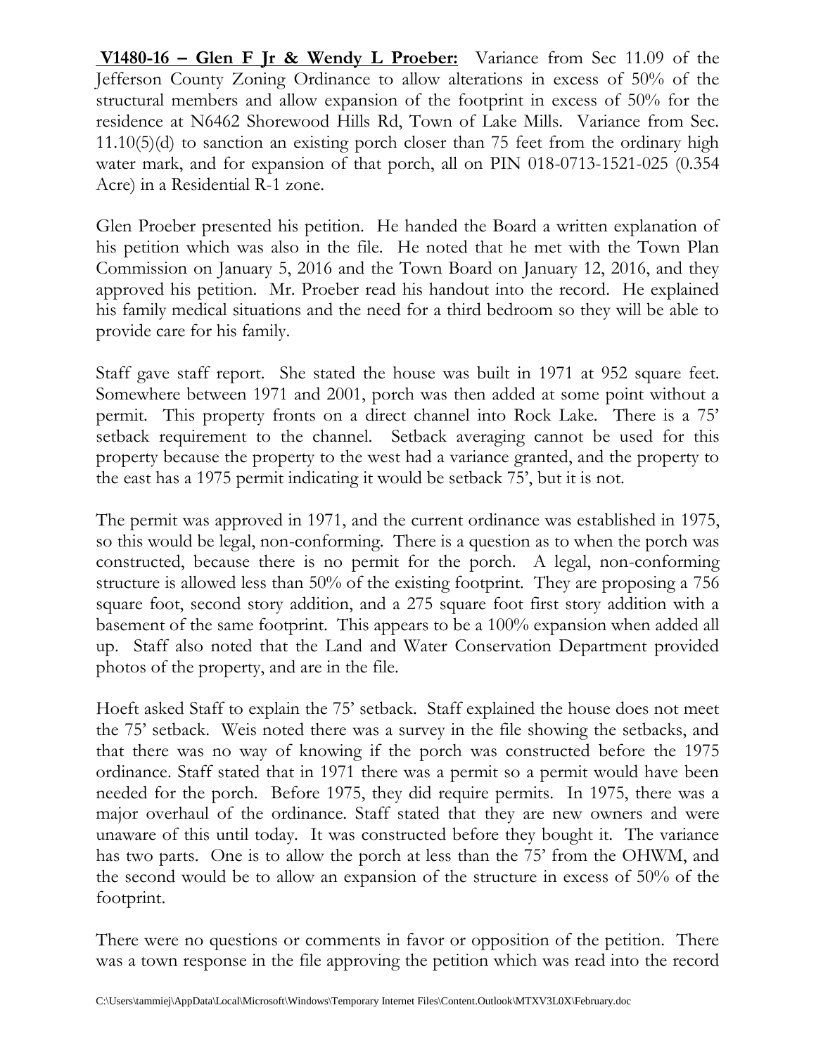**V1480-16 – Glen F Jr & Wendy L Proeber:** Variance from Sec 11.09 of the Jefferson County Zoning Ordinance to allow alterations in excess of 50% of the structural members and allow expansion of the footprint in excess of 50% for the residence at N6462 Shorewood Hills Rd, Town of Lake Mills. Variance from Sec. 11.10(5)(d) to sanction an existing porch closer than 75 feet from the ordinary high water mark, and for expansion of that porch, all on PIN 018-0713-1521-025 (0.354 Acre) in a Residential R-1 zone.

Glen Proeber presented his petition. He handed the Board a written explanation of his petition which was also in the file. He noted that he met with the Town Plan Commission on January 5, 2016 and the Town Board on January 12, 2016, and they approved his petition. Mr. Proeber read his handout into the record. He explained his family medical situations and the need for a third bedroom so they will be able to provide care for his family.

Staff gave staff report. She stated the house was built in 1971 at 952 square feet. Somewhere between 1971 and 2001, porch was then added at some point without a permit. This property fronts on a direct channel into Rock Lake. There is a 75' setback requirement to the channel. Setback averaging cannot be used for this property because the property to the west had a variance granted, and the property to the east has a 1975 permit indicating it would be setback 75', but it is not.

The permit was approved in 1971, and the current ordinance was established in 1975, so this would be legal, non-conforming. There is a question as to when the porch was constructed, because there is no permit for the porch. A legal, non-conforming structure is allowed less than 50% of the existing footprint. They are proposing a 756 square foot, second story addition, and a 275 square foot first story addition with a basement of the same footprint. This appears to be a 100% expansion when added all up. Staff also noted that the Land and Water Conservation Department provided photos of the property, and are in the file.

Hoeft asked Staff to explain the 75' setback. Staff explained the house does not meet the 75' setback. Weis noted there was a survey in the file showing the setbacks, and that there was no way of knowing if the porch was constructed before the 1975 ordinance. Staff stated that in 1971 there was a permit so a permit would have been needed for the porch. Before 1975, they did require permits. In 1975, there was a major overhaul of the ordinance. Staff stated that they are new owners and were unaware of this until today. It was constructed before they bought it. The variance has two parts. One is to allow the porch at less than the 75' from the OHWM, and the second would be to allow an expansion of the structure in excess of 50% of the footprint.

There were no questions or comments in favor or opposition of the petition. There was a town response in the file approving the petition which was read into the record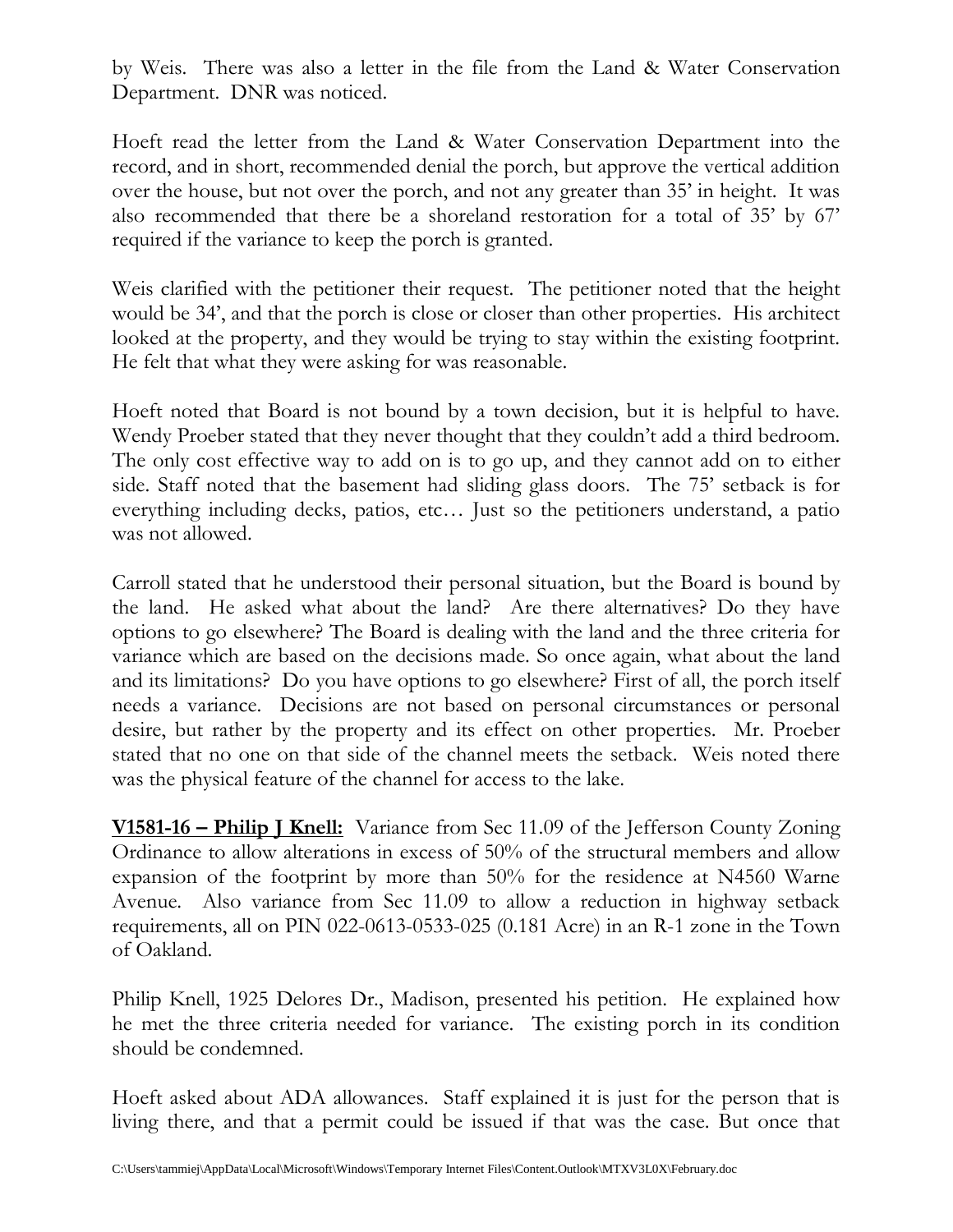by Weis. There was also a letter in the file from the Land & Water Conservation Department. DNR was noticed.

Hoeft read the letter from the Land & Water Conservation Department into the record, and in short, recommended denial the porch, but approve the vertical addition over the house, but not over the porch, and not any greater than 35' in height. It was also recommended that there be a shoreland restoration for a total of 35' by 67' required if the variance to keep the porch is granted.

Weis clarified with the petitioner their request. The petitioner noted that the height would be 34', and that the porch is close or closer than other properties. His architect looked at the property, and they would be trying to stay within the existing footprint. He felt that what they were asking for was reasonable.

Hoeft noted that Board is not bound by a town decision, but it is helpful to have. Wendy Proeber stated that they never thought that they couldn't add a third bedroom. The only cost effective way to add on is to go up, and they cannot add on to either side. Staff noted that the basement had sliding glass doors. The 75' setback is for everything including decks, patios, etc… Just so the petitioners understand, a patio was not allowed.

Carroll stated that he understood their personal situation, but the Board is bound by the land. He asked what about the land? Are there alternatives? Do they have options to go elsewhere? The Board is dealing with the land and the three criteria for variance which are based on the decisions made. So once again, what about the land and its limitations? Do you have options to go elsewhere? First of all, the porch itself needs a variance. Decisions are not based on personal circumstances or personal desire, but rather by the property and its effect on other properties. Mr. Proeber stated that no one on that side of the channel meets the setback. Weis noted there was the physical feature of the channel for access to the lake.

**V1581-16 – Philip J Knell:** Variance from Sec 11.09 of the Jefferson County Zoning Ordinance to allow alterations in excess of 50% of the structural members and allow expansion of the footprint by more than 50% for the residence at N4560 Warne Avenue. Also variance from Sec 11.09 to allow a reduction in highway setback requirements, all on PIN 022-0613-0533-025 (0.181 Acre) in an R-1 zone in the Town of Oakland.

Philip Knell, 1925 Delores Dr., Madison, presented his petition. He explained how he met the three criteria needed for variance. The existing porch in its condition should be condemned.

Hoeft asked about ADA allowances. Staff explained it is just for the person that is living there, and that a permit could be issued if that was the case. But once that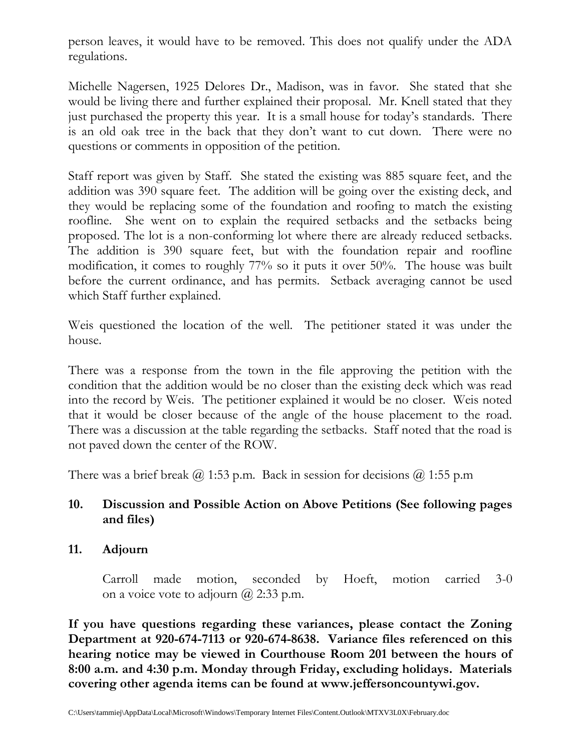person leaves, it would have to be removed. This does not qualify under the ADA regulations.

Michelle Nagersen, 1925 Delores Dr., Madison, was in favor. She stated that she would be living there and further explained their proposal. Mr. Knell stated that they just purchased the property this year. It is a small house for today's standards. There is an old oak tree in the back that they don't want to cut down. There were no questions or comments in opposition of the petition.

Staff report was given by Staff. She stated the existing was 885 square feet, and the addition was 390 square feet. The addition will be going over the existing deck, and they would be replacing some of the foundation and roofing to match the existing roofline. She went on to explain the required setbacks and the setbacks being proposed. The lot is a non-conforming lot where there are already reduced setbacks. The addition is 390 square feet, but with the foundation repair and roofline modification, it comes to roughly 77% so it puts it over 50%. The house was built before the current ordinance, and has permits. Setback averaging cannot be used which Staff further explained.

Weis questioned the location of the well. The petitioner stated it was under the house.

There was a response from the town in the file approving the petition with the condition that the addition would be no closer than the existing deck which was read into the record by Weis. The petitioner explained it would be no closer. Weis noted that it would be closer because of the angle of the house placement to the road. There was a discussion at the table regarding the setbacks. Staff noted that the road is not paved down the center of the ROW.

There was a brief break @ 1:53 p.m. Back in session for decisions @ 1:55 p.m

**10. Discussion and Possible Action on Above Petitions (See following pages and files)**

**11. Adjourn**

Carroll made motion, seconded by Hoeft, motion carried 3-0 on a voice vote to adjourn @ 2:33 p.m.

**If you have questions regarding these variances, please contact the Zoning Department at 920-674-7113 or 920-674-8638. Variance files referenced on this hearing notice may be viewed in Courthouse Room 201 between the hours of 8:00 a.m. and 4:30 p.m. Monday through Friday, excluding holidays. Materials covering other agenda items can be found at www.jeffersoncountywi.gov.**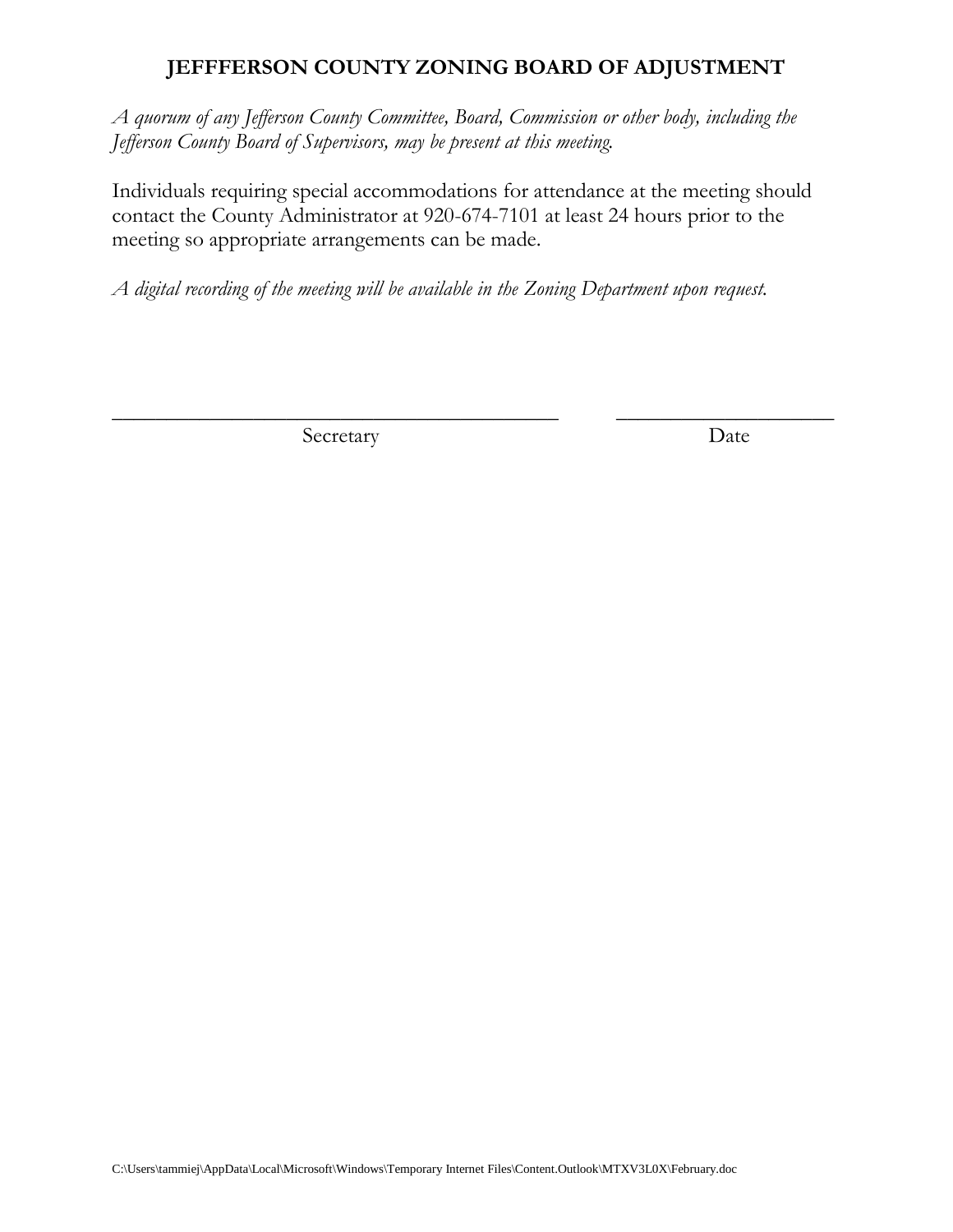# JEFFFERSON COUNTY ZONING BOARD OF ADJUSTMENT

*A quorum of any Jefferson County Committee, Board, Commission or other body, including the Jefferson County Board of Supervisors, may be present at this meeting.*

Individuals requiring special accommodations for attendance at the meeting should contact the County Administrator at 920-674-7101 at least 24 hours prior to the meeting so appropriate arrangements can be made.

*A digital recording of the meeting will be available in the Zoning Department upon request.*

\_\_\_\_\_\_\_\_\_\_\_\_\_\_\_\_\_\_\_\_\_\_\_\_\_\_\_\_\_\_\_\_\_\_\_\_\_\_\_\_\_\_ \_\_\_\_\_\_\_\_\_\_\_\_\_\_\_\_\_\_\_\_\_

Secretary Date

C:\Users\tammiej\AppData\Local\Microsoft\Windows\Temporary Internet Files\Content.Outlook\MTXV3L0X\February.doc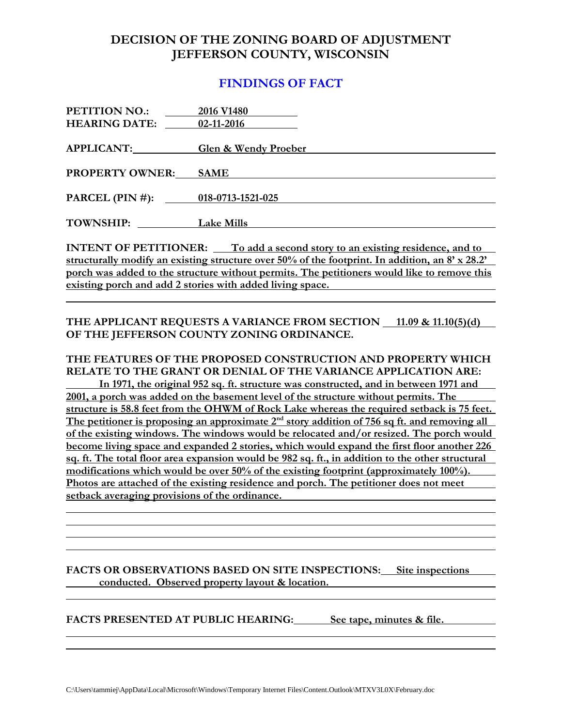# DECISION OF THE ZONING BOARD OF ADJUSTMENT JEFFERSON COUNTY, WISCONSIN

## FINDINGS OF FACT

**PETITION NO.:** 2016 V1480
**HEARING DATE:** 02-11-2016

**APPLICANT:** Glen & Wendy Proeber

**PROPERTY OWNER:** SAME

**PARCEL (PIN #):** 018-0713-1521-025

**TOWNSHIP:** Lake Mills

**INTENT OF PETITIONER:** To add a second story to an existing residence, and to structurally modify an existing structure over 50% of the footprint. In addition, an 8' x 28.2' porch was added to the structure without permits. The petitioners would like to remove this existing porch and add 2 stories with added living space.

**THE APPLICANT REQUESTS A VARIANCE FROM SECTION 11.09 & 11.10(5)(d) OF THE JEFFERSON COUNTY ZONING ORDINANCE.**

**THE FEATURES OF THE PROPOSED CONSTRUCTION AND PROPERTY WHICH RELATE TO THE GRANT OR DENIAL OF THE VARIANCE APPLICATION ARE:**
In 1971, the original 952 sq. ft. structure was constructed, and in between 1971 and 2001, a porch was added on the basement level of the structure without permits. The structure is 58.8 feet from the OHWM of Rock Lake whereas the required setback is 75 feet. The petitioner is proposing an approximate 2nd story addition of 756 sq ft. and removing all of the existing windows. The windows would be relocated and/or resized. The porch would become living space and expanded 2 stories, which would expand the first floor another 226 sq. ft. The total floor area expansion would be 982 sq. ft., in addition to the other structural modifications which would be over 50% of the existing footprint (approximately 100%). Photos are attached of the existing residence and porch. The petitioner does not meet setback averaging provisions of the ordinance.

**FACTS OR OBSERVATIONS BASED ON SITE INSPECTIONS:** Site inspections conducted. Observed property layout & location.

**FACTS PRESENTED AT PUBLIC HEARING:** See tape, minutes & file.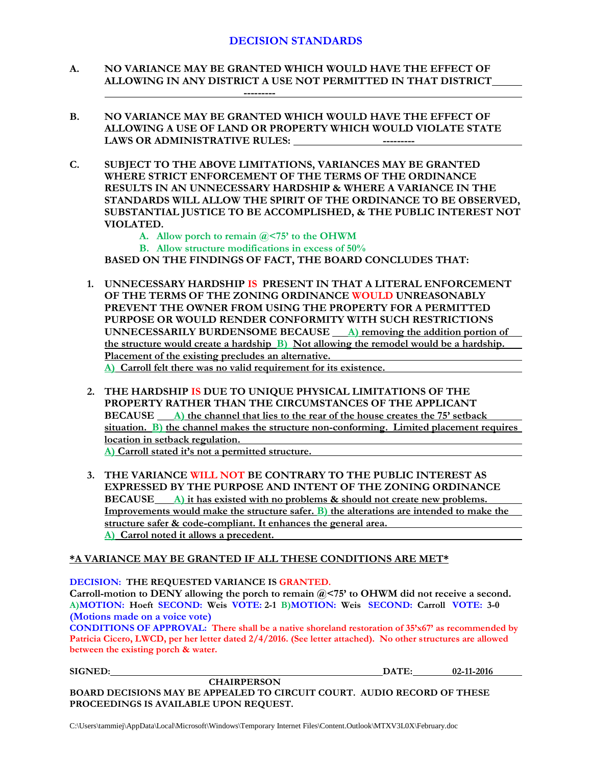## DECISION STANDARDS

**A. NO VARIANCE MAY BE GRANTED WHICH WOULD HAVE THE EFFECT OF ALLOWING IN ANY DISTRICT A USE NOT PERMITTED IN THAT DISTRICT**

---------

**B. NO VARIANCE MAY BE GRANTED WHICH WOULD HAVE THE EFFECT OF ALLOWING A USE OF LAND OR PROPERTY WHICH WOULD VIOLATE STATE LAWS OR ADMINISTRATIVE RULES:** ---------

**C. SUBJECT TO THE ABOVE LIMITATIONS, VARIANCES MAY BE GRANTED WHERE STRICT ENFORCEMENT OF THE TERMS OF THE ORDINANCE RESULTS IN AN UNNECESSARY HARDSHIP & WHERE A VARIANCE IN THE STANDARDS WILL ALLOW THE SPIRIT OF THE ORDINANCE TO BE OBSERVED, SUBSTANTIAL JUSTICE TO BE ACCOMPLISHED, & THE PUBLIC INTEREST NOT VIOLATED.**

   **A. Allow porch to remain @<75' to the OHWM**
   **B. Allow structure modifications in excess of 50%**

**BASED ON THE FINDINGS OF FACT, THE BOARD CONCLUDES THAT:**

1. **UNNECESSARY HARDSHIP IS PRESENT IN THAT A LITERAL ENFORCEMENT OF THE TERMS OF THE ZONING ORDINANCE WOULD UNREASONABLY PREVENT THE OWNER FROM USING THE PROPERTY FOR A PERMITTED PURPOSE OR WOULD RENDER CONFORMITY WITH SUCH RESTRICTIONS UNNECESSARILY BURDENSOME BECAUSE** A) removing the addition portion of the structure would create a hardship B) Not allowing the remodel would be a hardship. Placement of the existing precludes an alternative.
   A) Carroll felt there was no valid requirement for its existence.

2. **THE HARDSHIP IS DUE TO UNIQUE PHYSICAL LIMITATIONS OF THE PROPERTY RATHER THAN THE CIRCUMSTANCES OF THE APPLICANT BECAUSE** A) the channel that lies to the rear of the house creates the 75' setback situation. B) the channel makes the structure non-conforming. Limited placement requires location in setback regulation.
   A) Carroll stated it's not a permitted structure.

3. **THE VARIANCE WILL NOT BE CONTRARY TO THE PUBLIC INTEREST AS EXPRESSED BY THE PURPOSE AND INTENT OF THE ZONING ORDINANCE BECAUSE** A) it has existed with no problems & should not create new problems. Improvements would make the structure safer. B) the alterations are intended to make the structure safer & code-compliant. It enhances the general area.
   A) Carrol noted it allows a precedent.

**\*A VARIANCE MAY BE GRANTED IF ALL THESE CONDITIONS ARE MET\***

**DECISION: THE REQUESTED VARIANCE IS GRANTED.**

**Carroll-motion to DENY allowing the porch to remain @<75' to OHWM did not receive a second.**

**A)MOTION: Hoeft SECOND: Weis VOTE: 2-1 B)MOTION: Weis SECOND: Carroll VOTE: 3-0**

**(Motions made on a voice vote)**

**CONDITIONS OF APPROVAL: There shall be a native shoreland restoration of 35'x67' as recommended by Patricia Cicero, LWCD, per her letter dated 2/4/2016. (See letter attached). No other structures are allowed between the existing porch & water.**

**SIGNED:** ______________________ **DATE:** 02-11-2016

**CHAIRPERSON**

**BOARD DECISIONS MAY BE APPEALED TO CIRCUIT COURT. AUDIO RECORD OF THESE PROCEEDINGS IS AVAILABLE UPON REQUEST.**

C:\Users\tammiej\AppData\Local\Microsoft\Windows\Temporary Internet Files\Content.Outlook\MTXV3L0X\February.doc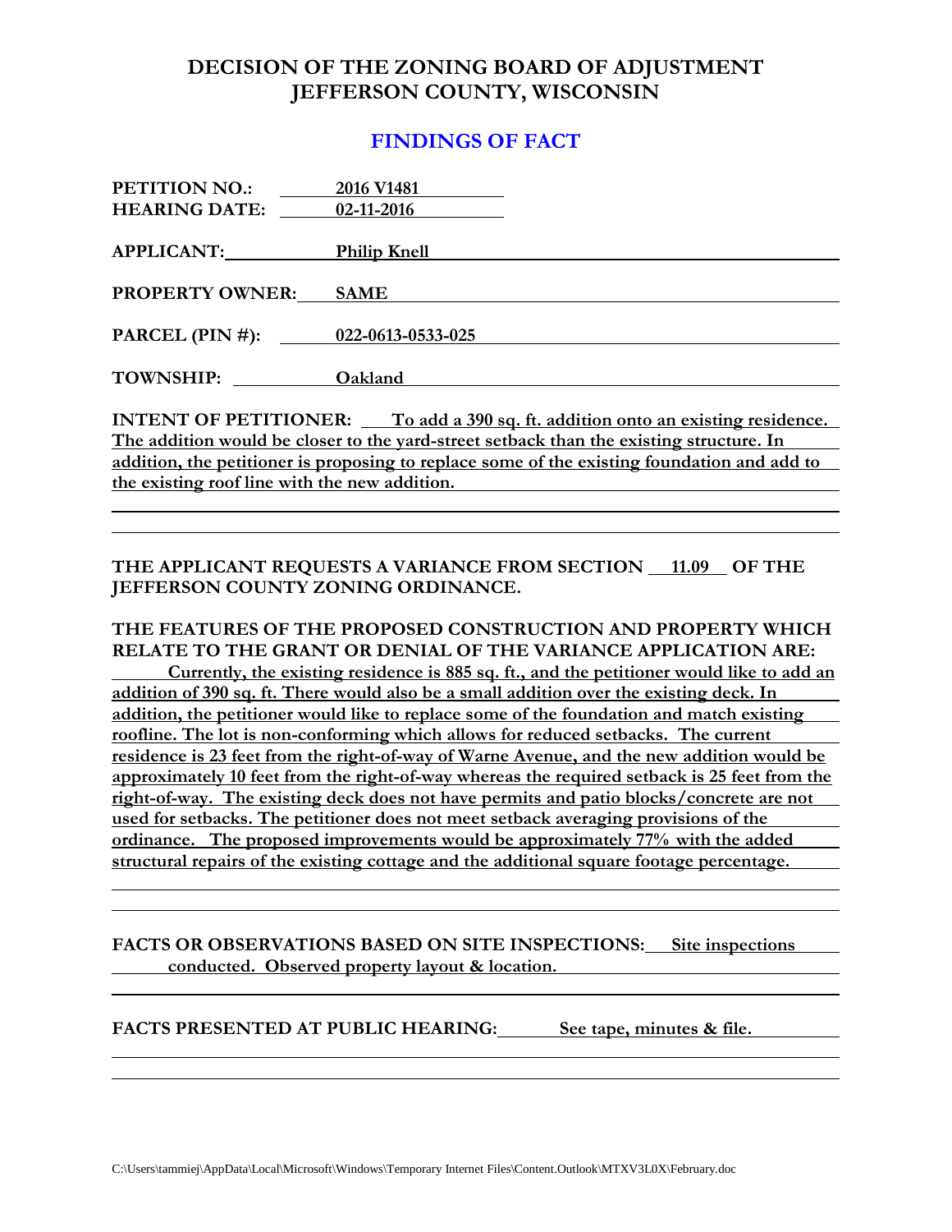# DECISION OF THE ZONING BOARD OF ADJUSTMENT
# JEFFERSON COUNTY, WISCONSIN

## FINDINGS OF FACT

**PETITION NO.:** 2016 V1481
**HEARING DATE:** 02-11-2016

**APPLICANT:** Philip Knell

**PROPERTY OWNER:** SAME

**PARCEL (PIN #):** 022-0613-0533-025

**TOWNSHIP:** Oakland

**INTENT OF PETITIONER:** To add a 390 sq. ft. addition onto an existing residence. The addition would be closer to the yard-street setback than the existing structure. In addition, the petitioner is proposing to replace some of the existing foundation and add to the existing roof line with the new addition.

**THE APPLICANT REQUESTS A VARIANCE FROM SECTION 11.09 OF THE JEFFERSON COUNTY ZONING ORDINANCE.**

**THE FEATURES OF THE PROPOSED CONSTRUCTION AND PROPERTY WHICH RELATE TO THE GRANT OR DENIAL OF THE VARIANCE APPLICATION ARE:**

Currently, the existing residence is 885 sq. ft., and the petitioner would like to add an addition of 390 sq. ft. There would also be a small addition over the existing deck. In addition, the petitioner would like to replace some of the foundation and match existing roofline. The lot is non-conforming which allows for reduced setbacks. The current residence is 23 feet from the right-of-way of Warne Avenue, and the new addition would be approximately 10 feet from the right-of-way whereas the required setback is 25 feet from the right-of-way. The existing deck does not have permits and patio blocks/concrete are not used for setbacks. The petitioner does not meet setback averaging provisions of the ordinance. The proposed improvements would be approximately 77% with the added structural repairs of the existing cottage and the additional square footage percentage.

**FACTS OR OBSERVATIONS BASED ON SITE INSPECTIONS:** Site inspections conducted. Observed property layout & location.

**FACTS PRESENTED AT PUBLIC HEARING:** See tape, minutes & file.

C:\Users\tammiej\AppData\Local\Microsoft\Windows\Temporary Internet Files\Content.Outlook\MTXV3L0X\February.doc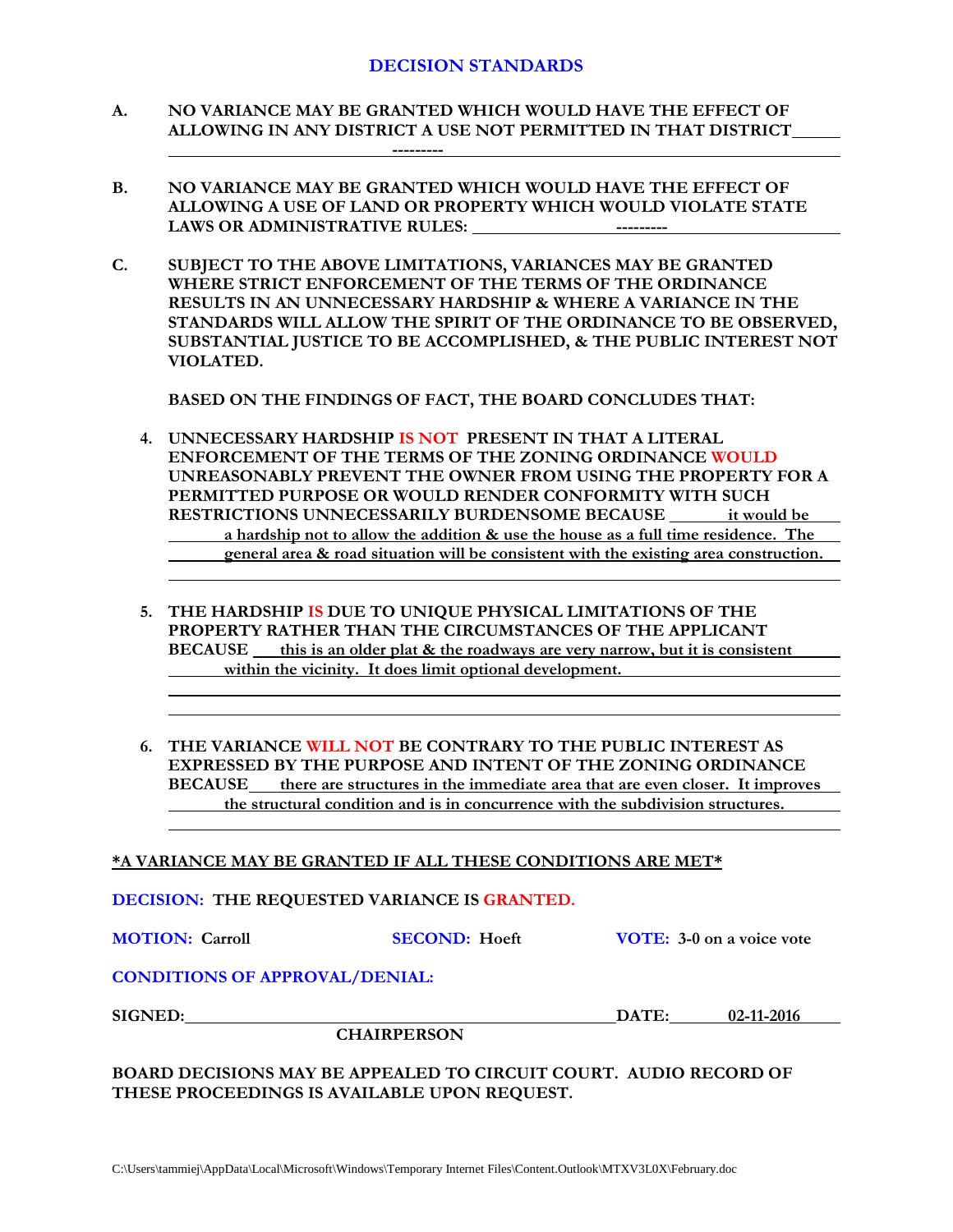## DECISION STANDARDS

**A. NO VARIANCE MAY BE GRANTED WHICH WOULD HAVE THE EFFECT OF ALLOWING IN ANY DISTRICT A USE NOT PERMITTED IN THAT DISTRICT** ---------

**B. NO VARIANCE MAY BE GRANTED WHICH WOULD HAVE THE EFFECT OF ALLOWING A USE OF LAND OR PROPERTY WHICH WOULD VIOLATE STATE LAWS OR ADMINISTRATIVE RULES:** ---------

**C. SUBJECT TO THE ABOVE LIMITATIONS, VARIANCES MAY BE GRANTED WHERE STRICT ENFORCEMENT OF THE TERMS OF THE ORDINANCE RESULTS IN AN UNNECESSARY HARDSHIP & WHERE A VARIANCE IN THE STANDARDS WILL ALLOW THE SPIRIT OF THE ORDINANCE TO BE OBSERVED, SUBSTANTIAL JUSTICE TO BE ACCOMPLISHED, & THE PUBLIC INTEREST NOT VIOLATED.**

**BASED ON THE FINDINGS OF FACT, THE BOARD CONCLUDES THAT:**

4. **UNNECESSARY HARDSHIP IS NOT PRESENT IN THAT A LITERAL ENFORCEMENT OF THE TERMS OF THE ZONING ORDINANCE WOULD UNREASONABLY PREVENT THE OWNER FROM USING THE PROPERTY FOR A PERMITTED PURPOSE OR WOULD RENDER CONFORMITY WITH SUCH RESTRICTIONS UNNECESSARILY BURDENSOME BECAUSE** it would be a hardship not to allow the addition & use the house as a full time residence. The general area & road situation will be consistent with the existing area construction.

5. **THE HARDSHIP IS DUE TO UNIQUE PHYSICAL LIMITATIONS OF THE PROPERTY RATHER THAN THE CIRCUMSTANCES OF THE APPLICANT BECAUSE** this is an older plat & the roadways are very narrow, but it is consistent within the vicinity. It does limit optional development.

6. **THE VARIANCE WILL NOT BE CONTRARY TO THE PUBLIC INTEREST AS EXPRESSED BY THE PURPOSE AND INTENT OF THE ZONING ORDINANCE BECAUSE** there are structures in the immediate area that are even closer. It improves the structural condition and is in concurrence with the subdivision structures.

**\*A VARIANCE MAY BE GRANTED IF ALL THESE CONDITIONS ARE MET\***

**DECISION: THE REQUESTED VARIANCE IS GRANTED.**

**MOTION:** Carroll **SECOND:** Hoeft **VOTE:** 3-0 on a voice vote

**CONDITIONS OF APPROVAL/DENIAL:**

**SIGNED:** ______________________ **DATE:** 02-11-2016

**CHAIRPERSON**

**BOARD DECISIONS MAY BE APPEALED TO CIRCUIT COURT. AUDIO RECORD OF THESE PROCEEDINGS IS AVAILABLE UPON REQUEST.**

C:\Users\tammiej\AppData\Local\Microsoft\Windows\Temporary Internet Files\Content.Outlook\MTXV3L0X\February.doc